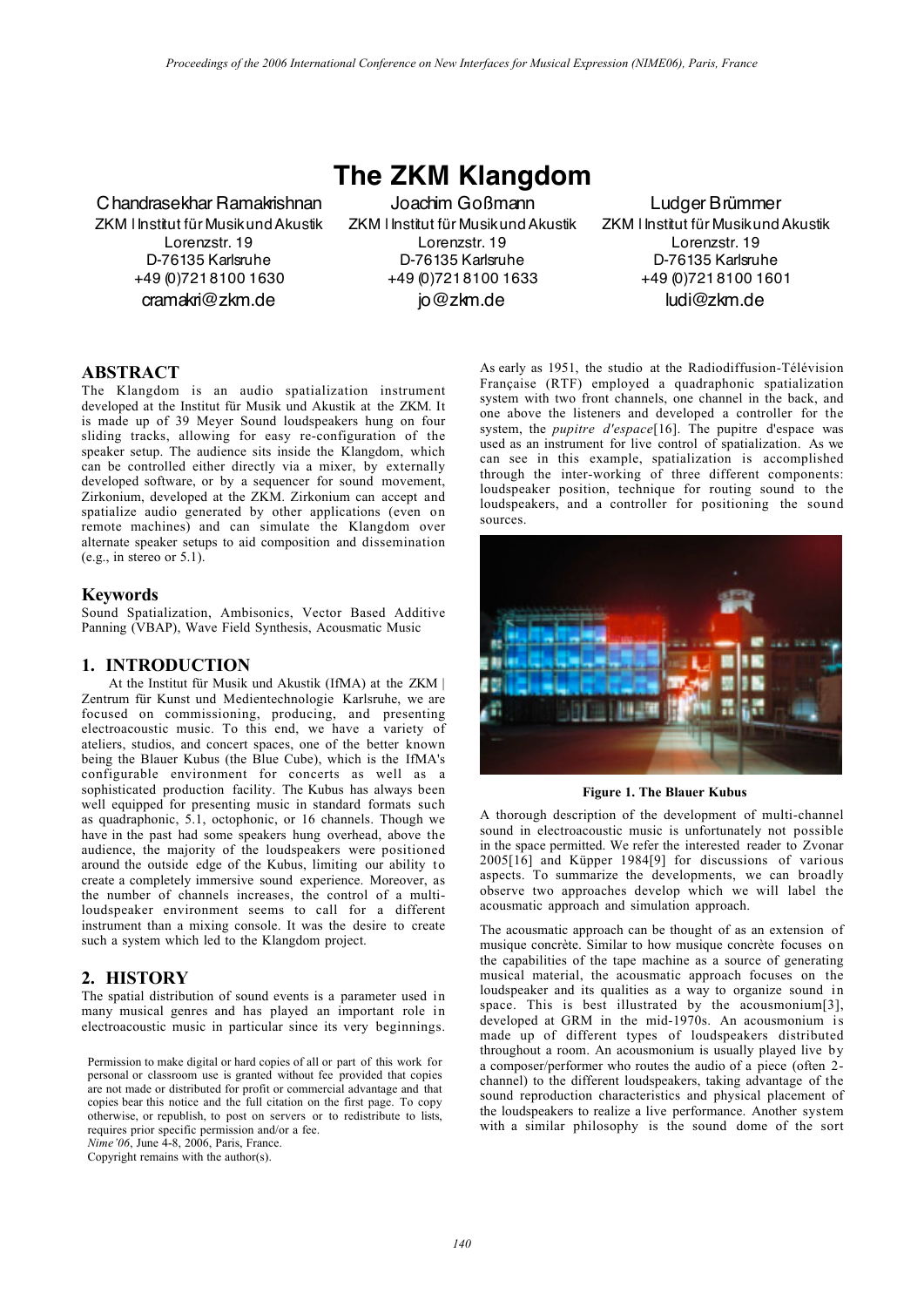# The ZKM Klangdom

Chandrasekhar Ramakrishnan
ZKM | Institut für Musik und Akustik
Lorenzstr. 19
D-76135 Karlsruhe
+49 (0)721 8100 1630
cramakri@zkm.de

Joachim Goßmann
ZKM | Institut für Musik und Akustik
Lorenzstr. 19
D-76135 Karlsruhe
+49 (0)721 8100 1633
jo@zkm.de

Ludger Brümmer
ZKM | Institut für Musik und Akustik
Lorenzstr. 19
D-76135 Karlsruhe
+49 (0)721 8100 1601
ludi@zkm.de

## ABSTRACT

The Klangdom is an audio spatialization instrument developed at the Institut für Musik und Akustik at the ZKM. It is made up of 39 Meyer Sound loudspeakers hung on four sliding tracks, allowing for easy re-configuration of the speaker setup. The audience sits inside the Klangdom, which can be controlled either directly via a mixer, or by externally developed software, or by a sequencer for sound movement, Zirkonium, developed at the ZKM. Zirkonium can accept and spatialize audio generated by other applications (even on remote machines) and can simulate the Klangdom over alternate speaker setups to aid composition and dissemination (e.g., in stereo or 5.1).

## Keywords

Sound Spatialization, Ambisonics, Vector Based Additive Panning (VBAP), Wave Field Synthesis, Acousmatic Music

## 1. INTRODUCTION

At the Institut für Musik und Akustik (IfMA) at the ZKM | Zentrum für Kunst und Medientechnologie Karlsruhe, we are focused on commissioning, producing, and presenting electroacoustic music. To this end, we have a variety of ateliers, studios, and concert spaces, one of the better known being the Blauer Kubus (the Blue Cube), which is the IfMA's configurable environment for concerts as well as a sophisticated production facility. The Kubus has always been well equipped for presenting music in standard formats such as quadraphonic, 5.1, octophonic, or 16 channels. Though we have in the past had some speakers hung overhead, above the audience, the majority of the loudspeakers were positioned around the outside edge of the Kubus, limiting our ability to create a completely immersive sound experience. Moreover, as the number of channels increases, the control of a multi-loudspeaker environment seems to call for a different instrument than a mixing console. It was the desire to create such a system which led to the Klangdom project.

## 2. HISTORY

The spatial distribution of sound events is a parameter used in many musical genres and has played an important role in electroacoustic music in particular since its very beginnings.

Permission to make digital or hard copies of all or part of this work for personal or classroom use is granted without fee provided that copies are not made or distributed for profit or commercial advantage and that copies bear this notice and the full citation on the first page. To copy otherwise, or republish, to post on servers or to redistribute to lists, requires prior specific permission and/or a fee.
*Nime'06*, June 4-8, 2006, Paris, France.
Copyright remains with the author(s).

As early as 1951, the studio at the Radiodiffusion-Télévision Française (RTF) employed a quadraphonic spatialization system with two front channels, one channel in the back, and one above the listeners and developed a controller for the system, the *pupitre d'espace*[16]. The pupitre d'espace was used as an instrument for live control of spatialization. As we can see in this example, spatialization is accomplished through the inter-working of three different components: loudspeaker position, technique for routing sound to the loudspeakers, and a controller for positioning the sound sources.

**Figure 1. The Blauer Kubus**

A thorough description of the development of multi-channel sound in electroacoustic music is unfortunately not possible in the space permitted. We refer the interested reader to Zvonar 2005[16] and Küpper 1984[9] for discussions of various aspects. To summarize the developments, we can broadly observe two approaches develop which we will label the acousmatic approach and simulation approach.

The acousmatic approach can be thought of as an extension of musique concrète. Similar to how musique concrète focuses on the capabilities of the tape machine as a source of generating musical material, the acousmatic approach focuses on the loudspeaker and its qualities as a way to organize sound in space. This is best illustrated by the acousmonium[3], developed at GRM in the mid-1970s. An acousmonium is made up of different types of loudspeakers distributed throughout a room. An acousmonium is usually played live by a composer/performer who routes the audio of a piece (often 2-channel) to the different loudspeakers, taking advantage of the sound reproduction characteristics and physical placement of the loudspeakers to realize a live performance. Another system with a similar philosophy is the sound dome of the sort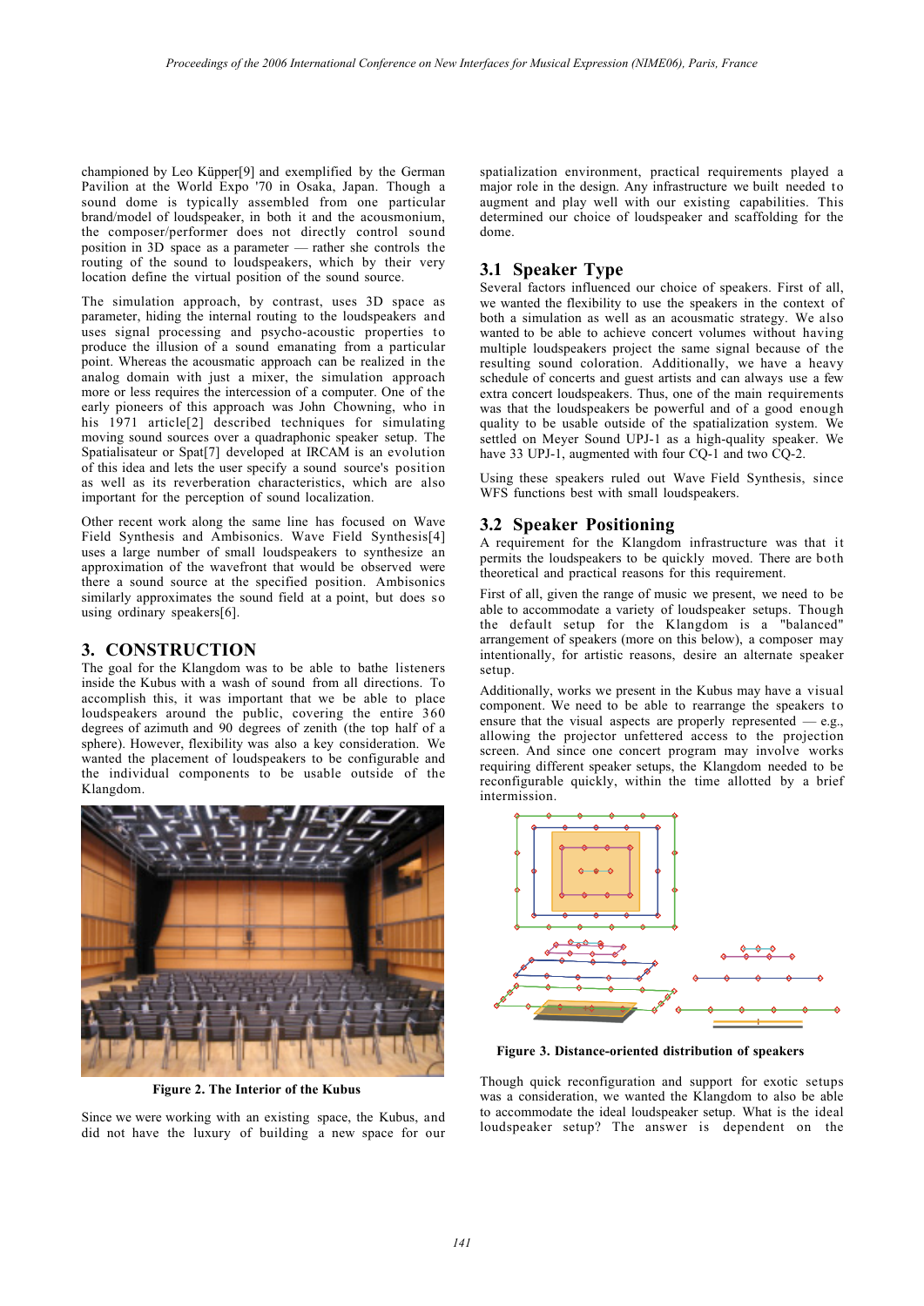championed by Leo Küpper[9] and exemplified by the German Pavilion at the World Expo '70 in Osaka, Japan. Though a sound dome is typically assembled from one particular brand/model of loudspeaker, in both it and the acousmonium, the composer/performer does not directly control sound position in 3D space as a parameter — rather she controls the routing of the sound to loudspeakers, which by their very location define the virtual position of the sound source.

The simulation approach, by contrast, uses 3D space as parameter, hiding the internal routing to the loudspeakers and uses signal processing and psycho-acoustic properties to produce the illusion of a sound emanating from a particular point. Whereas the acousmatic approach can be realized in the analog domain with just a mixer, the simulation approach more or less requires the intercession of a computer. One of the early pioneers of this approach was John Chowning, who in his 1971 article[2] described techniques for simulating moving sound sources over a quadraphonic speaker setup. The Spatialisateur or Spat[7] developed at IRCAM is an evolution of this idea and lets the user specify a sound source's position as well as its reverberation characteristics, which are also important for the perception of sound localization.

Other recent work along the same line has focused on Wave Field Synthesis and Ambisonics. Wave Field Synthesis[4] uses a large number of small loudspeakers to synthesize an approximation of the wavefront that would be observed were there a sound source at the specified position. Ambisonics similarly approximates the sound field at a point, but does so using ordinary speakers[6].

## 3. CONSTRUCTION

The goal for the Klangdom was to be able to bathe listeners inside the Kubus with a wash of sound from all directions. To accomplish this, it was important that we be able to place loudspeakers around the public, covering the entire 360 degrees of azimuth and 90 degrees of zenith (the top half of a sphere). However, flexibility was also a key consideration. We wanted the placement of loudspeakers to be configurable and the individual components to be usable outside of the Klangdom.

**Figure 2. The Interior of the Kubus**

Since we were working with an existing space, the Kubus, and did not have the luxury of building a new space for our spatialization environment, practical requirements played a major role in the design. Any infrastructure we built needed to augment and play well with our existing capabilities. This determined our choice of loudspeaker and scaffolding for the dome.

### 3.1 Speaker Type

Several factors influenced our choice of speakers. First of all, we wanted the flexibility to use the speakers in the context of both a simulation as well as an acousmatic strategy. We also wanted to be able to achieve concert volumes without having multiple loudspeakers project the same signal because of the resulting sound coloration. Additionally, we have a heavy schedule of concerts and guest artists and can always use a few extra concert loudspeakers. Thus, one of the main requirements was that the loudspeakers be powerful and of a good enough quality to be usable outside of the spatialization system. We settled on Meyer Sound UPJ-1 as a high-quality speaker. We have 33 UPJ-1, augmented with four CQ-1 and two CQ-2.

Using these speakers ruled out Wave Field Synthesis, since WFS functions best with small loudspeakers.

### 3.2 Speaker Positioning

A requirement for the Klangdom infrastructure was that it permits the loudspeakers to be quickly moved. There are both theoretical and practical reasons for this requirement.

First of all, given the range of music we present, we need to be able to accommodate a variety of loudspeaker setups. Though the default setup for the Klangdom is a "balanced" arrangement of speakers (more on this below), a composer may intentionally, for artistic reasons, desire an alternate speaker setup.

Additionally, works we present in the Kubus may have a visual component. We need to be able to rearrange the speakers to ensure that the visual aspects are properly represented — e.g., allowing the projector unfettered access to the projection screen. And since one concert program may involve works requiring different speaker setups, the Klangdom needed to be reconfigurable quickly, within the time allotted by a brief intermission.

**Figure 3. Distance-oriented distribution of speakers**

Though quick reconfiguration and support for exotic setups was a consideration, we wanted the Klangdom to also be able to accommodate the ideal loudspeaker setup. What is the ideal loudspeaker setup? The answer is dependent on the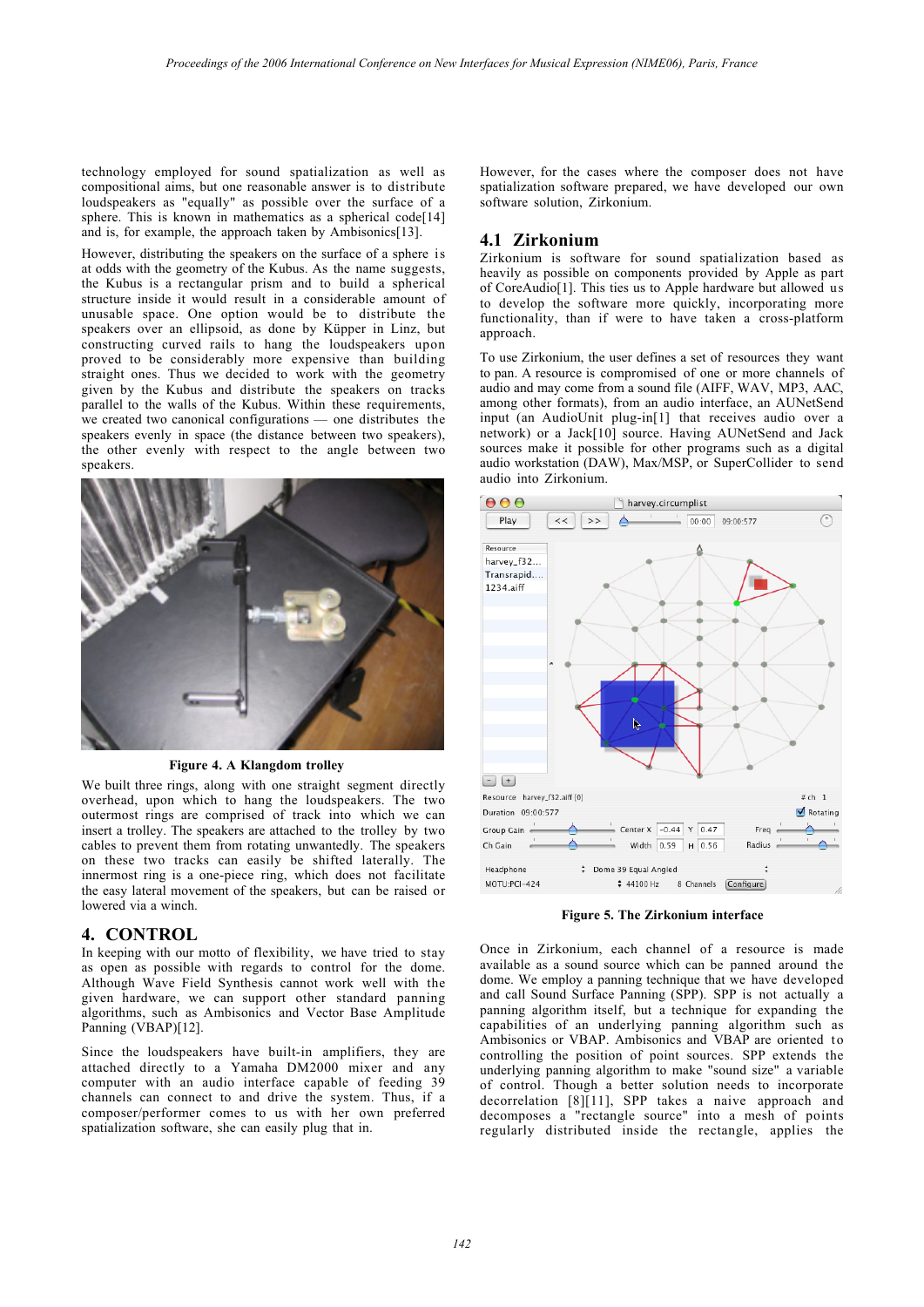technology employed for sound spatialization as well as compositional aims, but one reasonable answer is to distribute loudspeakers as "equally" as possible over the surface of a sphere. This is known in mathematics as a spherical code[14] and is, for example, the approach taken by Ambisonics[13].

However, distributing the speakers on the surface of a sphere is at odds with the geometry of the Kubus. As the name suggests, the Kubus is a rectangular prism and to build a spherical structure inside it would result in a considerable amount of unusable space. One option would be to distribute the speakers over an ellipsoid, as done by Küpper in Linz, but constructing curved rails to hang the loudspeakers upon proved to be considerably more expensive than building straight ones. Thus we decided to work with the geometry given by the Kubus and distribute the speakers on tracks parallel to the walls of the Kubus. Within these requirements, we created two canonical configurations — one distributes the speakers evenly in space (the distance between two speakers), the other evenly with respect to the angle between two speakers.

**Figure 4. A Klangdom trolley**

We built three rings, along with one straight segment directly overhead, upon which to hang the loudspeakers. The two outermost rings are comprised of track into which we can insert a trolley. The speakers are attached to the trolley by two cables to prevent them from rotating unwantedly. The speakers on these two tracks can easily be shifted laterally. The innermost ring is a one-piece ring, which does not facilitate the easy lateral movement of the speakers, but can be raised or lowered via a winch.

## 4. CONTROL

In keeping with our motto of flexibility, we have tried to stay as open as possible with regards to control for the dome. Although Wave Field Synthesis cannot work well with the given hardware, we can support other standard panning algorithms, such as Ambisonics and Vector Base Amplitude Panning (VBAP)[12].

Since the loudspeakers have built-in amplifiers, they are attached directly to a Yamaha DM2000 mixer and any computer with an audio interface capable of feeding 39 channels can connect to and drive the system. Thus, if a composer/performer comes to us with her own preferred spatialization software, she can easily plug that in.

However, for the cases where the composer does not have spatialization software prepared, we have developed our own software solution, Zirkonium.

### 4.1 Zirkonium

Zirkonium is software for sound spatialization based as heavily as possible on components provided by Apple as part of CoreAudio[1]. This ties us to Apple hardware but allowed us to develop the software more quickly, incorporating more functionality, than if were to have taken a cross-platform approach.

To use Zirkonium, the user defines a set of resources they want to pan. A resource is compromised of one or more channels of audio and may come from a sound file (AIFF, WAV, MP3, AAC, among other formats), from an audio interface, an AUNetSend input (an AudioUnit plug-in[1] that receives audio over a network) or a Jack[10] source. Having AUNetSend and Jack sources make it possible for other programs such as a digital audio workstation (DAW), Max/MSP, or SuperCollider to send audio into Zirkonium.

**Figure 5. The Zirkonium interface**

Once in Zirkonium, each channel of a resource is made available as a sound source which can be panned around the dome. We employ a panning technique that we have developed and call Sound Surface Panning (SPP). SPP is not actually a panning algorithm itself, but a technique for expanding the capabilities of an underlying panning algorithm such as Ambisonics or VBAP. Ambisonics and VBAP are oriented to controlling the position of point sources. SPP extends the underlying panning algorithm to make "sound size" a variable of control. Though a better solution needs to incorporate decorrelation [8][11], SPP takes a naive approach and decomposes a "rectangle source" into a mesh of points regularly distributed inside the rectangle, applies the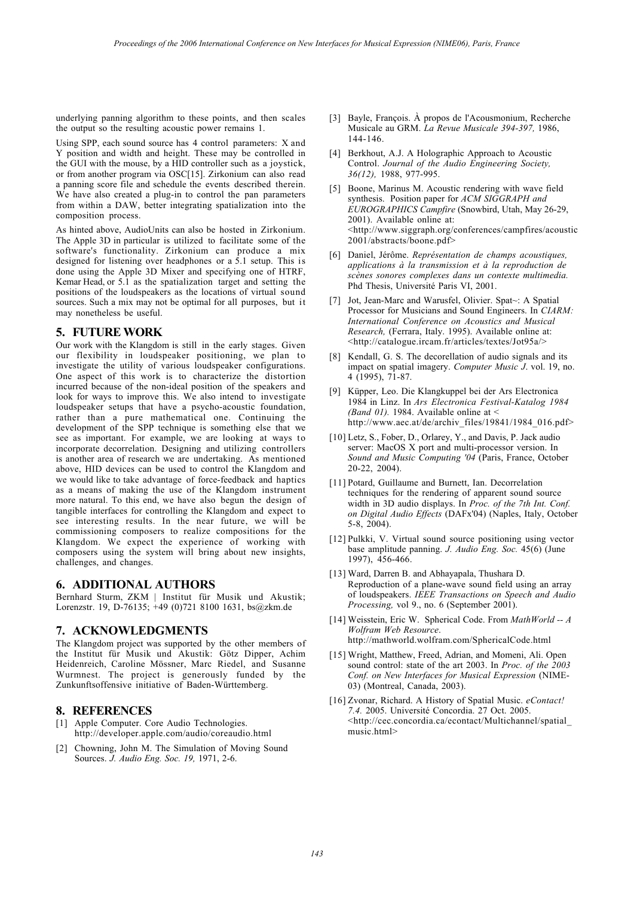underlying panning algorithm to these points, and then scales the output so the resulting acoustic power remains 1.

Using SPP, each sound source has 4 control parameters: X and Y position and width and height. These may be controlled in the GUI with the mouse, by a HID controller such as a joystick, or from another program via OSC[15]. Zirkonium can also read a panning score file and schedule the events described therein. We have also created a plug-in to control the pan parameters from within a DAW, better integrating spatialization into the composition process.

As hinted above, AudioUnits can also be hosted in Zirkonium. The Apple 3D in particular is utilized to facilitate some of the software's functionality. Zirkonium can produce a mix designed for listening over headphones or a 5.1 setup. This is done using the Apple 3D Mixer and specifying one of HTRF, Kemar Head, or 5.1 as the spatialization target and setting the positions of the loudspeakers as the locations of virtual sound sources. Such a mix may not be optimal for all purposes, but it may nonetheless be useful.

## 5. FUTURE WORK

Our work with the Klangdom is still in the early stages. Given our flexibility in loudspeaker positioning, we plan to investigate the utility of various loudspeaker configurations. One aspect of this work is to characterize the distortion incurred because of the non-ideal position of the speakers and look for ways to improve this. We also intend to investigate loudspeaker setups that have a psycho-acoustic foundation, rather than a pure mathematical one. Continuing the development of the SPP technique is something else that we see as important. For example, we are looking at ways to incorporate decorrelation. Designing and utilizing controllers is another area of research we are undertaking. As mentioned above, HID devices can be used to control the Klangdom and we would like to take advantage of force-feedback and haptics as a means of making the use of the Klangdom instrument more natural. To this end, we have also begun the design of tangible interfaces for controlling the Klangdom and expect to see interesting results. In the near future, we will be commissioning composers to realize compositions for the Klangdom. We expect the experience of working with composers using the system will bring about new insights, challenges, and changes.

## 6. ADDITIONAL AUTHORS

Bernhard Sturm, ZKM | Institut für Musik und Akustik; Lorenzstr. 19, D-76135; +49 (0)721 8100 1631, bs@zkm.de

## 7. ACKNOWLEDGMENTS

The Klangdom project was supported by the other members of the Institut für Musik und Akustik: Götz Dipper, Achim Heidenreich, Caroline Mössner, Marc Riedel, and Susanne Wurmnest. The project is generously funded by the Zunkunftsoffensive initiative of Baden-Württemberg.

## 8. REFERENCES

[1] Apple Computer. Core Audio Technologies. http://developer.apple.com/audio/coreaudio.html

[2] Chowning, John M. The Simulation of Moving Sound Sources. *J. Audio Eng. Soc. 19,* 1971, 2-6.

[3] Bayle, François. À propos de l'Acousmonium, Recherche Musicale au GRM. *La Revue Musicale 394-397,* 1986, 144-146.

[4] Berkhout, A.J. A Holographic Approach to Acoustic Control. *Journal of the Audio Engineering Society, 36(12),* 1988, 977-995.

[5] Boone, Marinus M. Acoustic rendering with wave field synthesis. Position paper for *ACM SIGGRAPH and EUROGRAPHICS Campfire* (Snowbird, Utah, May 26-29, 2001). Available online at: <http://www.siggraph.org/conferences/campfires/acoustic2001/abstracts/boone.pdf>

[6] Daniel, Jérôme. *Représentation de champs acoustiques, applications à la transmission et à la reproduction de scènes sonores complexes dans un contexte multimedia.* Phd Thesis, Université Paris VI, 2001.

[7] Jot, Jean-Marc and Warusfel, Olivier. Spat~: A Spatial Processor for Musicians and Sound Engineers. In *CIARM: International Conference on Acoustics and Musical Research,* (Ferrara, Italy. 1995). Available online at: <http://catalogue.ircam.fr/articles/textes/Jot95a/>

[8] Kendall, G. S. The decorellation of audio signals and its impact on spatial imagery. *Computer Music J*. vol. 19, no. 4 (1995), 71-87.

[9] Küpper, Leo. Die Klangkuppel bei der Ars Electronica 1984 in Linz. In *Ars Electronica Festival-Katalog 1984 (Band 01).* 1984. Available online at < http://www.aec.at/de/archiv_files/19841/1984_016.pdf>

[10] Letz, S., Fober, D., Orlarey, Y., and Davis, P. Jack audio server: MacOS X port and multi-processor version. In *Sound and Music Computing '04* (Paris, France, October 20-22, 2004).

[11] Potard, Guillaume and Burnett, Ian. Decorrelation techniques for the rendering of apparent sound source width in 3D audio displays. In *Proc. of the 7th Int. Conf. on Digital Audio Effects* (DAFx'04) (Naples, Italy, October 5-8, 2004).

[12] Pulkki, V. Virtual sound source positioning using vector base amplitude panning. *J. Audio Eng. Soc.* 45(6) (June 1997), 456-466.

[13] Ward, Darren B. and Abhayapala, Thushara D. Reproduction of a plane-wave sound field using an array of loudspeakers. *IEEE Transactions on Speech and Audio Processing,* vol 9., no. 6 (September 2001).

[14] Weisstein, Eric W. Spherical Code. From *MathWorld -- A Wolfram Web Resource*. http://mathworld.wolfram.com/SphericalCode.html

[15] Wright, Matthew, Freed, Adrian, and Momeni, Ali. Open sound control: state of the art 2003. In *Proc. of the 2003 Conf. on New Interfaces for Musical Expression* (NIME-03) (Montreal, Canada, 2003).

[16] Zvonar, Richard. A History of Spatial Music. *eContact! 7.4.* 2005. Université Concordia. 27 Oct. 2005. <http://cec.concordia.ca/econtact/Multichannel/spatial_music.html>